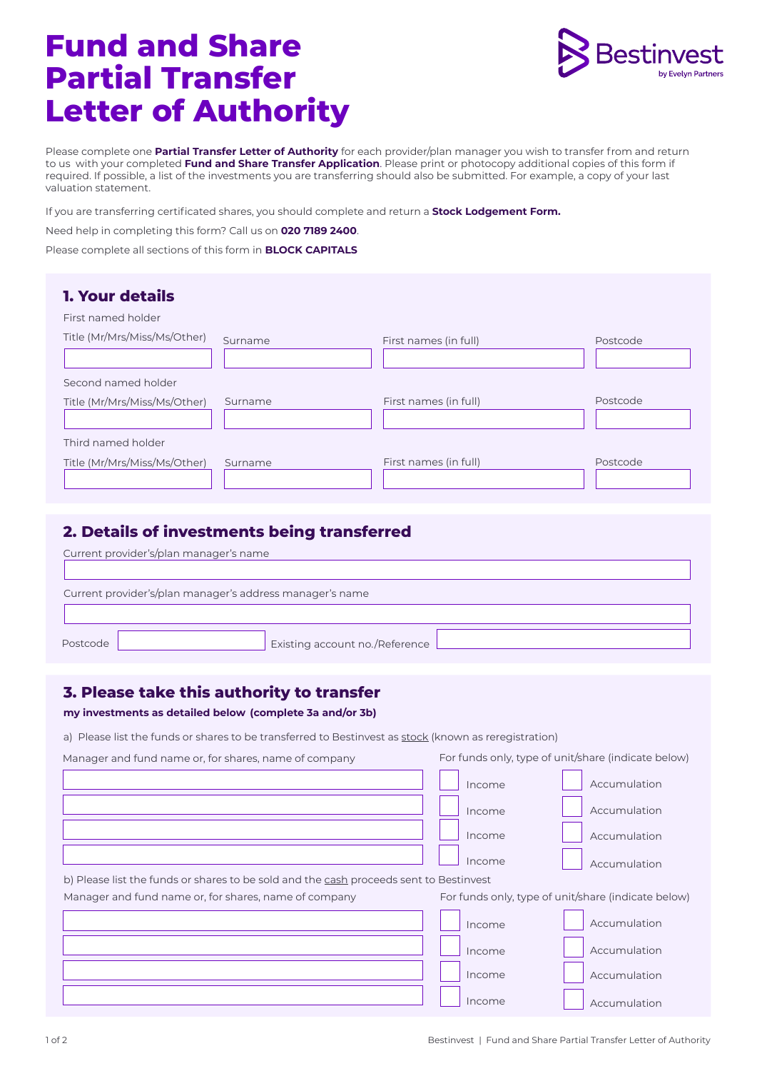# Fund and Share Partial Transfer Letter of Authority

Bestinvest
by Evelyn Partners

Please complete one **Partial Transfer Letter of Authority** for each provider/plan manager you wish to transfer from and return to us with your completed **Fund and Share Transfer Application**. Please print or photocopy additional copies of this form if required. If possible, a list of the investments you are transferring should also be submitted. For example, a copy of your last valuation statement.

If you are transferring certificated shares, you should complete and return a **Stock Lodgement Form.**

Need help in completing this form? Call us on **020 7189 2400**.

Please complete all sections of this form in **BLOCK CAPITALS**

## 1. Your details

First named holder

| Title (Mr/Mrs/Miss/Ms/Other) | Surname | First names (in full) | Postcode |
|---|---|---|---|
| | | | |

Second named holder

| Title (Mr/Mrs/Miss/Ms/Other) | Surname | First names (in full) | Postcode |
|---|---|---|---|
| | | | |

Third named holder

| Title (Mr/Mrs/Miss/Ms/Other) | Surname | First names (in full) | Postcode |
|---|---|---|---|
| | | | |

## 2. Details of investments being transferred

Current provider's/plan manager's name

Current provider's/plan manager's address manager's name

Postcode ______ Existing account no./Reference ______

## 3. Please take this authority to transfer

**my investments as detailed below (complete 3a and/or 3b)**

a) Please list the funds or shares to be transferred to Bestinvest as stock (known as reregistration)

| Manager and fund name or, for shares, name of company | For funds only, type of unit/share (indicate below) | |
|---|---|---|
| | ☐ Income | ☐ Accumulation |
| | ☐ Income | ☐ Accumulation |
| | ☐ Income | ☐ Accumulation |
| | ☐ Income | ☐ Accumulation |

b) Please list the funds or shares to be sold and the cash proceeds sent to Bestinvest

| Manager and fund name or, for shares, name of company | For funds only, type of unit/share (indicate below) | |
|---|---|---|
| | ☐ Income | ☐ Accumulation |
| | ☐ Income | ☐ Accumulation |
| | ☐ Income | ☐ Accumulation |
| | ☐ Income | ☐ Accumulation |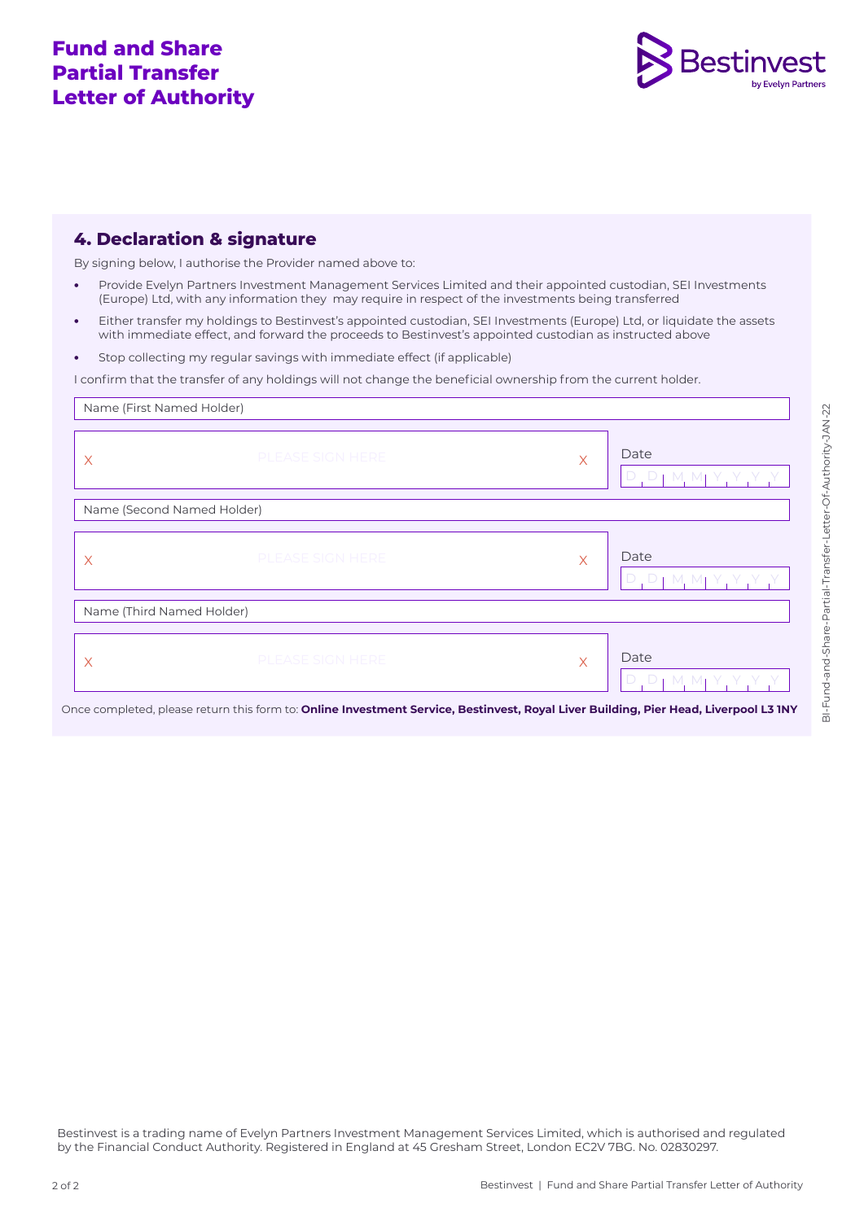# Fund and Share Partial Transfer Letter of Authority

## 4. Declaration & signature

By signing below, I authorise the Provider named above to:

- Provide Evelyn Partners Investment Management Services Limited and their appointed custodian, SEI Investments (Europe) Ltd, with any information they may require in respect of the investments being transferred
- Either transfer my holdings to Bestinvest's appointed custodian, SEI Investments (Europe) Ltd, or liquidate the assets with immediate effect, and forward the proceeds to Bestinvest's appointed custodian as instructed above
- Stop collecting my regular savings with immediate effect (if applicable)

I confirm that the transfer of any holdings will not change the beneficial ownership from the current holder.

Name (First Named Holder)

X PLEASE SIGN HERE X

Date D D M M Y Y Y Y

Name (Second Named Holder)

X PLEASE SIGN HERE X

Date D D M M Y Y Y Y

Name (Third Named Holder)

X PLEASE SIGN HERE X

Date D D M M Y Y Y Y

Once completed, please return this form to: **Online Investment Service, Bestinvest, Royal Liver Building, Pier Head, Liverpool L3 1NY**

BI-Fund-and-Share-Partial-Transfer-Letter-Of-Authority-JAN-22

Bestinvest is a trading name of Evelyn Partners Investment Management Services Limited, which is authorised and regulated by the Financial Conduct Authority. Registered in England at 45 Gresham Street, London EC2V 7BG. No. 02830297.